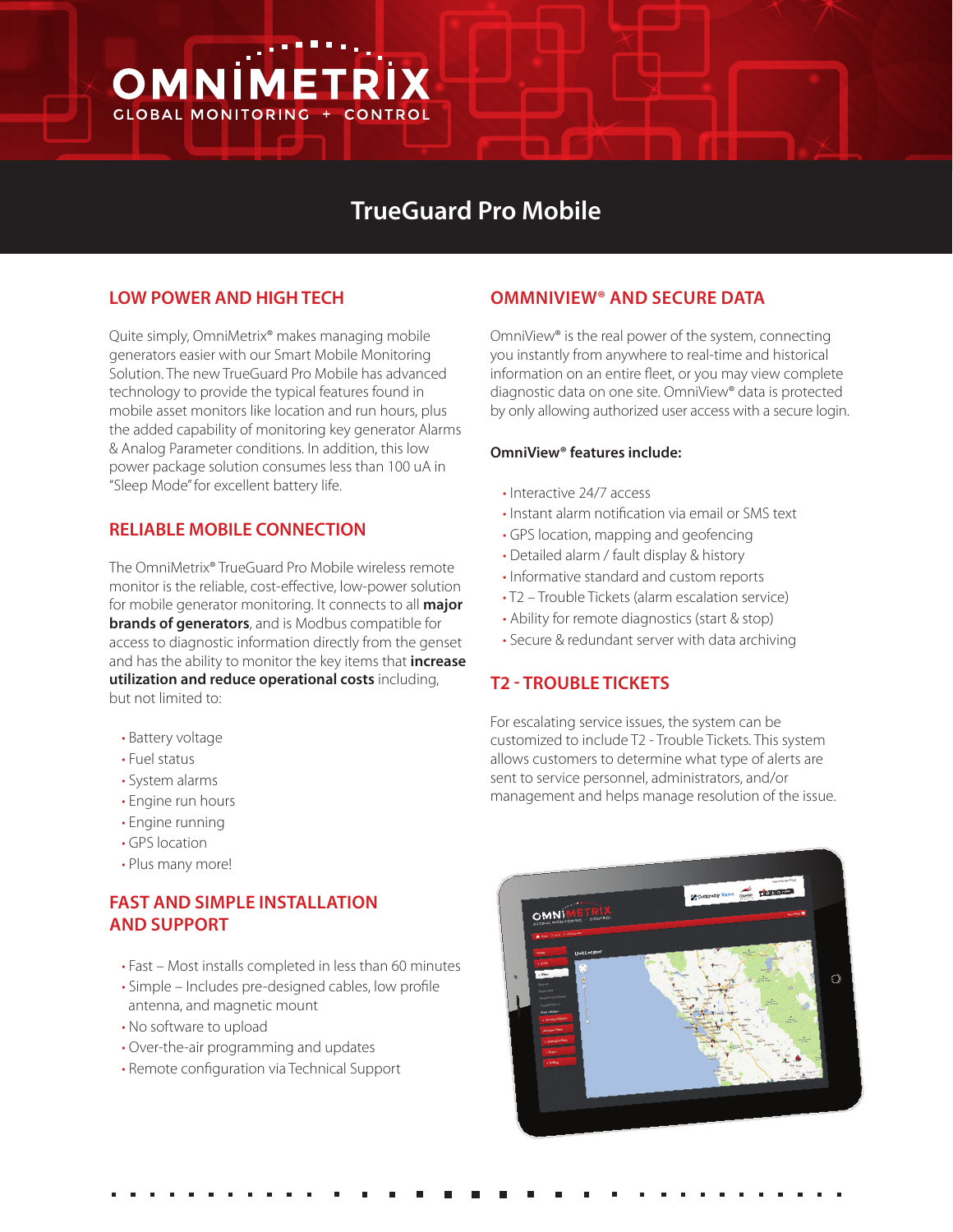OMNIMETRIX

GLOBAL MONITORING + CONTROL

# TrueGuard Pro Mobile

## LOW POWER AND HIGH TECH

Quite simply, OmniMetrix® makes managing mobile generators easier with our Smart Mobile Monitoring Solution. The new TrueGuard Pro Mobile has advanced technology to provide the typical features found in mobile asset monitors like location and run hours, plus the added capability of monitoring key generator Alarms & Analog Parameter conditions. In addition, this low power package solution consumes less than 100 uA in "Sleep Mode" for excellent battery life.

## RELIABLE MOBILE CONNECTION

The OmniMetrix® TrueGuard Pro Mobile wireless remote monitor is the reliable, cost-effective, low-power solution for mobile generator monitoring. It connects to all **major brands of generators**, and is Modbus compatible for access to diagnostic information directly from the genset and has the ability to monitor the key items that **increase utilization and reduce operational costs** including, but not limited to:

- Battery voltage
- Fuel status
- System alarms
- Engine run hours
- Engine running
- GPS location
- Plus many more!

## FAST AND SIMPLE INSTALLATION AND SUPPORT

- Fast – Most installs completed in less than 60 minutes
- Simple – Includes pre-designed cables, low profile antenna, and magnetic mount
- No software to upload
- Over-the-air programming and updates
- Remote configuration via Technical Support

## OMMNIVIEW® AND SECURE DATA

OmniView® is the real power of the system, connecting you instantly from anywhere to real-time and historical information on an entire fleet, or you may view complete diagnostic data on one site. OmniView® data is protected by only allowing authorized user access with a secure login.

**OmniView® features include:**

- Interactive 24/7 access
- Instant alarm notification via email or SMS text
- GPS location, mapping and geofencing
- Detailed alarm / fault display & history
- Informative standard and custom reports
- T2 – Trouble Tickets (alarm escalation service)
- Ability for remote diagnostics (start & stop)
- Secure & redundant server with data archiving

## T2 - TROUBLE TICKETS

For escalating service issues, the system can be customized to include T2 - Trouble Tickets. This system allows customers to determine what type of alerts are sent to service personnel, administrators, and/or management and helps manage resolution of the issue.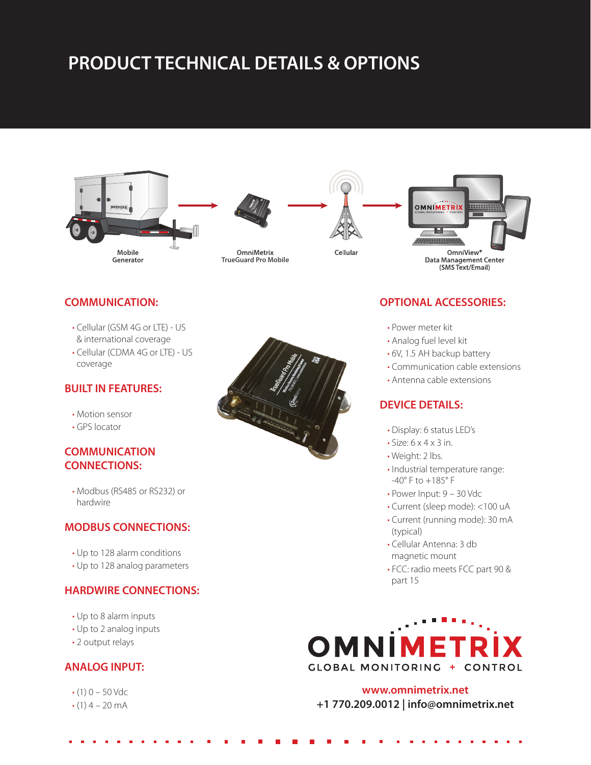# PRODUCT TECHNICAL DETAILS & OPTIONS

Mobile Generator

OmniMetrix TrueGuard Pro Mobile

Cellular

OmniView® Data Management Center (SMS Text/Email)

## COMMUNICATION:

- Cellular (GSM 4G or LTE) - US & international coverage
- Cellular (CDMA 4G or LTE) - US coverage

## BUILT IN FEATURES:

- Motion sensor
- GPS locator

## COMMUNICATION CONNECTIONS:

- Modbus (RS485 or RS232) or hardwire

## MODBUS CONNECTIONS:

- Up to 128 alarm conditions
- Up to 128 analog parameters

## HARDWIRE CONNECTIONS:

- Up to 8 alarm inputs
- Up to 2 analog inputs
- 2 output relays

## ANALOG INPUT:

- (1) 0 – 50 Vdc
- (1) 4 – 20 mA

## OPTIONAL ACCESSORIES:

- Power meter kit
- Analog fuel level kit
- 6V, 1.5 AH backup battery
- Communication cable extensions
- Antenna cable extensions

## DEVICE DETAILS:

- Display: 6 status LED's
- Size: 6 x 4 x 3 in.
- Weight: 2 lbs.
- Industrial temperature range: -40° F to +185° F
- Power Input: 9 – 30 Vdc
- Current (sleep mode): <100 uA
- Current (running mode): 30 mA (typical)
- Cellular Antenna: 3 db magnetic mount
- FCC: radio meets FCC part 90 & part 15

OMNIMETRIX
GLOBAL MONITORING + CONTROL

www.omnimetrix.net

+1 770.209.0012 | info@omnimetrix.net